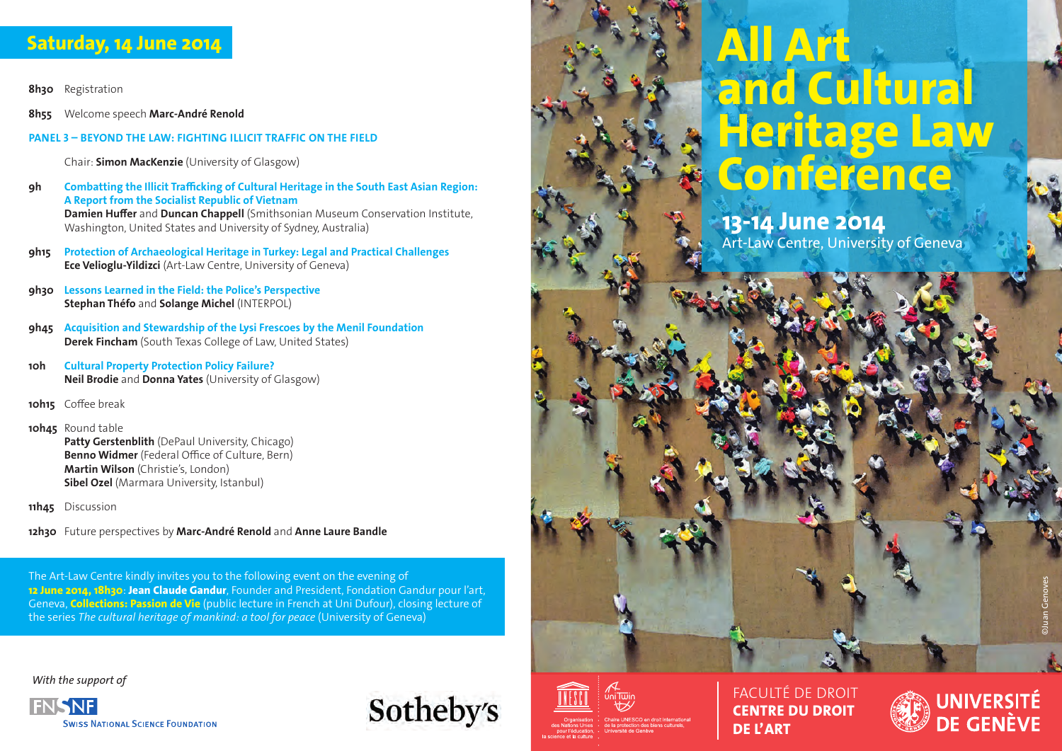## Saturday, 14 June 2014

**8h30** Registration

**8h55** Welcome speech **Marc-André Renold**

### PANEL 3 – BEYOND THE LAW: FIGHTING ILLICIT TRAFFIC ON THE FIELD

Chair: **Simon MacKenzie** (University of Glasgow)

**9h** **Combatting the Illicit Trafficking of Cultural Heritage in the South East Asian Region: A Report from the Socialist Republic of Vietnam**
**Damien Huffer** and **Duncan Chappell** (Smithsonian Museum Conservation Institute, Washington, United States and University of Sydney, Australia)

**9h15** **Protection of Archaeological Heritage in Turkey: Legal and Practical Challenges**
**Ece Velioglu-Yildizci** (Art-Law Centre, University of Geneva)

**9h30** **Lessons Learned in the Field: the Police's Perspective**
**Stephan Théfo** and **Solange Michel** (INTERPOL)

**9h45** **Acquisition and Stewardship of the Lysi Frescoes by the Menil Foundation**
**Derek Fincham** (South Texas College of Law, United States)

**10h** **Cultural Property Protection Policy Failure?**
**Neil Brodie** and **Donna Yates** (University of Glasgow)

**10h15** Coffee break

**10h45** Round table
**Patty Gerstenblith** (DePaul University, Chicago)
**Benno Widmer** (Federal Office of Culture, Bern)
**Martin Wilson** (Christie's, London)
**Sibel Ozel** (Marmara University, Istanbul)

**11h45** Discussion

**12h30** Future perspectives by **Marc-André Renold** and **Anne Laure Bandle**

The Art-Law Centre kindly invites you to the following event on the evening of **12 June 2014, 18h30**: **Jean Claude Gandur**, Founder and President, Fondation Gandur pour l'art, Geneva, **Collections: Passion de Vie** (public lecture in French at Uni Dufour), closing lecture of the series *The cultural heritage of mankind: a tool for peace* (University of Geneva)

*With the support of*

FNSNF Swiss National Science Foundation

Sotheby's

# All Art and Cultural Heritage Law Conference

**13-14 June 2014**
Art-Law Centre, University of Geneva

©Juan Genoves

UNESCO – Organisation des Nations Unies pour l'éducation, la science et la culture

UniTwin – Chaire UNESCO en droit international de la protection des biens culturels, Université de Genève

FACULTÉ DE DROIT
**CENTRE DU DROIT DE L'ART**

**UNIVERSITÉ DE GENÈVE**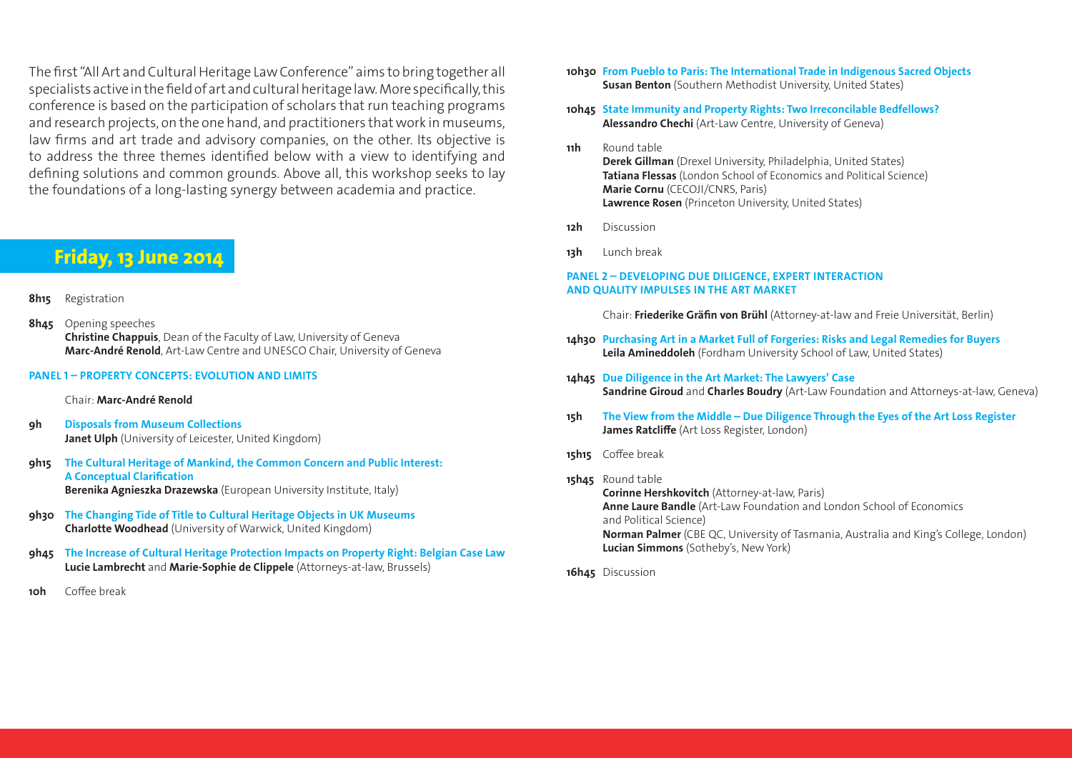The first "All Art and Cultural Heritage Law Conference" aims to bring together all specialists active in the field of art and cultural heritage law. More specifically, this conference is based on the participation of scholars that run teaching programs and research projects, on the one hand, and practitioners that work in museums, law firms and art trade and advisory companies, on the other. Its objective is to address the three themes identified below with a view to identifying and defining solutions and common grounds. Above all, this workshop seeks to lay the foundations of a long-lasting synergy between academia and practice.

## Friday, 13 June 2014

**8h15** Registration

**8h45** Opening speeches
**Christine Chappuis**, Dean of the Faculty of Law, University of Geneva
**Marc-André Renold**, Art-Law Centre and UNESCO Chair, University of Geneva

### PANEL 1 – PROPERTY CONCEPTS: EVOLUTION AND LIMITS

Chair: **Marc-André Renold**

**9h** **Disposals from Museum Collections**
**Janet Ulph** (University of Leicester, United Kingdom)

**9h15** **The Cultural Heritage of Mankind, the Common Concern and Public Interest: A Conceptual Clarification**
**Berenika Agnieszka Drazewska** (European University Institute, Italy)

**9h30** **The Changing Tide of Title to Cultural Heritage Objects in UK Museums**
**Charlotte Woodhead** (University of Warwick, United Kingdom)

**9h45** **The Increase of Cultural Heritage Protection Impacts on Property Right: Belgian Case Law**
**Lucie Lambrecht** and **Marie-Sophie de Clippele** (Attorneys-at-law, Brussels)

**10h** Coffee break

**10h30** **From Pueblo to Paris: The International Trade in Indigenous Sacred Objects**
**Susan Benton** (Southern Methodist University, United States)

**10h45** **State Immunity and Property Rights: Two Irreconcilable Bedfellows?**
**Alessandro Chechi** (Art-Law Centre, University of Geneva)

**11h** Round table
**Derek Gillman** (Drexel University, Philadelphia, United States)
**Tatiana Flessas** (London School of Economics and Political Science)
**Marie Cornu** (CECOJI/CNRS, Paris)
**Lawrence Rosen** (Princeton University, United States)

**12h** Discussion

**13h** Lunch break

### PANEL 2 – DEVELOPING DUE DILIGENCE, EXPERT INTERACTION AND QUALITY IMPULSES IN THE ART MARKET

Chair: **Friederike Gräfin von Brühl** (Attorney-at-law and Freie Universität, Berlin)

**14h30** **Purchasing Art in a Market Full of Forgeries: Risks and Legal Remedies for Buyers**
**Leila Amineddoleh** (Fordham University School of Law, United States)

**14h45** **Due Diligence in the Art Market: The Lawyers' Case**
**Sandrine Giroud** and **Charles Boudry** (Art-Law Foundation and Attorneys-at-law, Geneva)

**15h** **The View from the Middle – Due Diligence Through the Eyes of the Art Loss Register**
**James Ratcliffe** (Art Loss Register, London)

**15h15** Coffee break

**15h45** Round table
**Corinne Hershkovitch** (Attorney-at-law, Paris)
**Anne Laure Bandle** (Art-Law Foundation and London School of Economics and Political Science)
**Norman Palmer** (CBE QC, University of Tasmania, Australia and King's College, London)
**Lucian Simmons** (Sotheby's, New York)

**16h45** Discussion